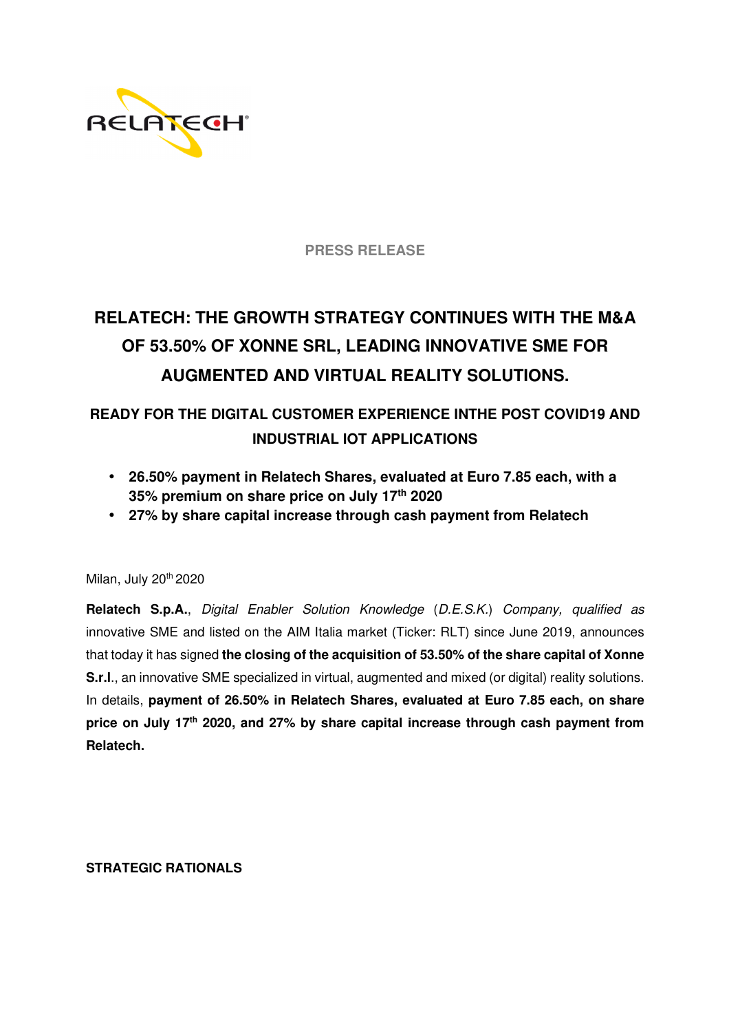PRESS RELEASE

# RELATECH: THE GROWTH STRATEGY CONTINUES WITH THE M&A OF 53.50% OF XONNE SRL, LEADING INNOVATIVE SME FOR AUGMENTED AND VIRTUAL REALITY SOLUTIONS.

## READY FOR THE DIGITAL CUSTOMER EXPERIENCE INTHE POST COVID19 AND INDUSTRIAL IOT APPLICATIONS

- **26.50% payment in Relatech Shares, evaluated at Euro 7.85 each, with a 35% premium on share price on July 17th 2020**
- **27% by share capital increase through cash payment from Relatech**

Milan, July 20th 2020

**Relatech S.p.A.**, *Digital Enabler Solution Knowledge* (*D.E.S.K.*) *Company, qualified as* innovative SME and listed on the AIM Italia market (Ticker: RLT) since June 2019, announces that today it has signed **the closing of the acquisition of 53.50% of the share capital of Xonne S.r.l**., an innovative SME specialized in virtual, augmented and mixed (or digital) reality solutions. In details, **payment of 26.50% in Relatech Shares, evaluated at Euro 7.85 each, on share price on July 17th 2020, and 27% by share capital increase through cash payment from Relatech.**

**STRATEGIC RATIONALS**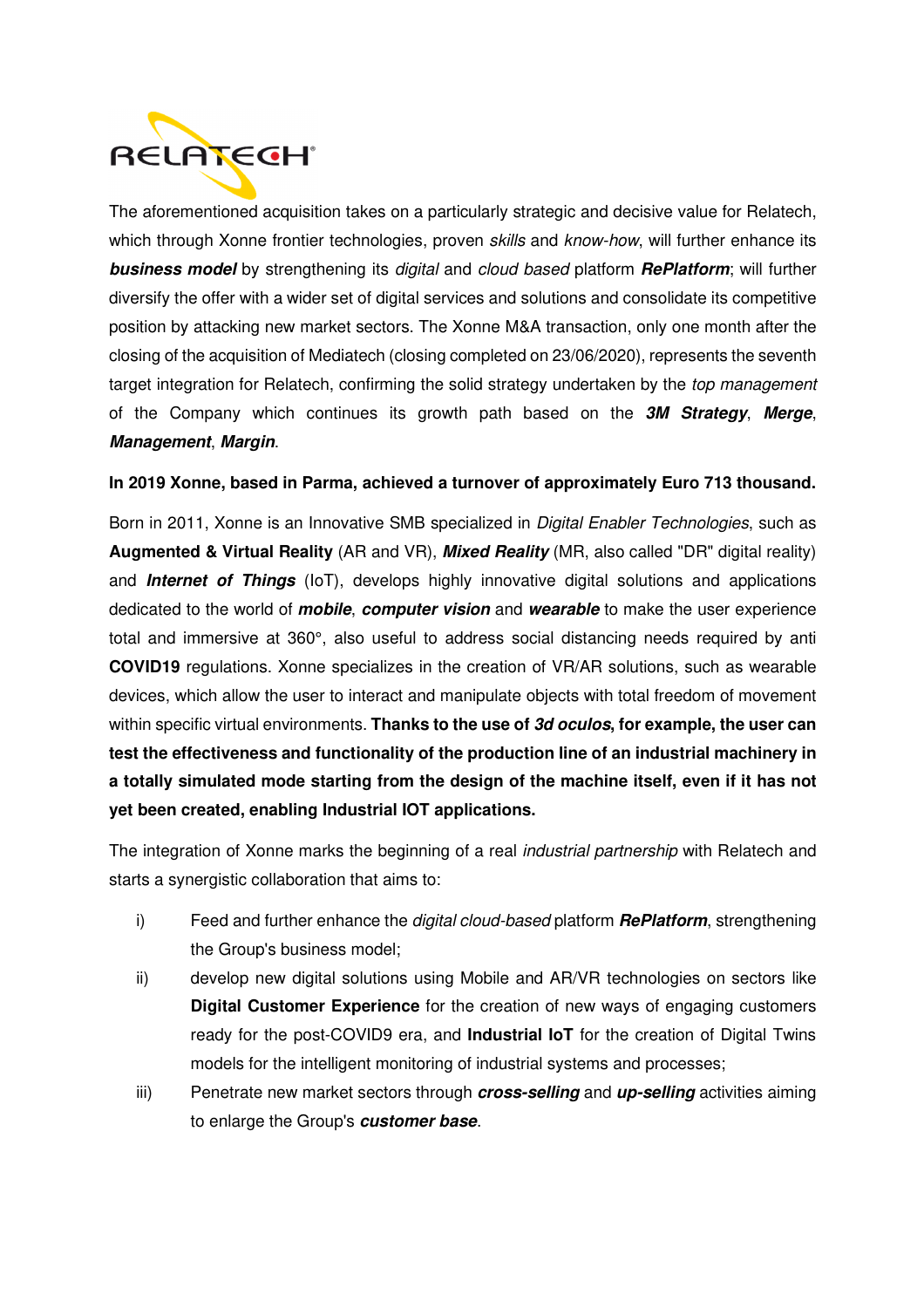The aforementioned acquisition takes on a particularly strategic and decisive value for Relatech, which through Xonne frontier technologies, proven *skills* and *know-how*, will further enhance its ***business model*** by strengthening its *digital* and *cloud based* platform ***RePlatform***; will further diversify the offer with a wider set of digital services and solutions and consolidate its competitive position by attacking new market sectors. The Xonne M&A transaction, only one month after the closing of the acquisition of Mediatech (closing completed on 23/06/2020), represents the seventh target integration for Relatech, confirming the solid strategy undertaken by the *top management* of the Company which continues its growth path based on the ***3M Strategy***, ***Merge***, ***Management***, ***Margin***.

**In 2019 Xonne, based in Parma, achieved a turnover of approximately Euro 713 thousand.**

Born in 2011, Xonne is an Innovative SMB specialized in *Digital Enabler Technologies*, such as **Augmented & Virtual Reality** (AR and VR), ***Mixed Reality*** (MR, also called "DR" digital reality) and ***Internet of Things*** (IoT), develops highly innovative digital solutions and applications dedicated to the world of ***mobile***, ***computer vision*** and ***wearable*** to make the user experience total and immersive at 360°, also useful to address social distancing needs required by anti **COVID19** regulations. Xonne specializes in the creation of VR/AR solutions, such as wearable devices, which allow the user to interact and manipulate objects with total freedom of movement within specific virtual environments. **Thanks to the use of *3d oculos*, for example, the user can test the effectiveness and functionality of the production line of an industrial machinery in a totally simulated mode starting from the design of the machine itself, even if it has not yet been created, enabling Industrial IOT applications.**

The integration of Xonne marks the beginning of a real *industrial partnership* with Relatech and starts a synergistic collaboration that aims to:

i) Feed and further enhance the *digital cloud-based* platform ***RePlatform***, strengthening the Group's business model;

ii) develop new digital solutions using Mobile and AR/VR technologies on sectors like **Digital Customer Experience** for the creation of new ways of engaging customers ready for the post-COVID9 era, and **Industrial IoT** for the creation of Digital Twins models for the intelligent monitoring of industrial systems and processes;

iii) Penetrate new market sectors through ***cross-selling*** and ***up-selling*** activities aiming to enlarge the Group's ***customer base***.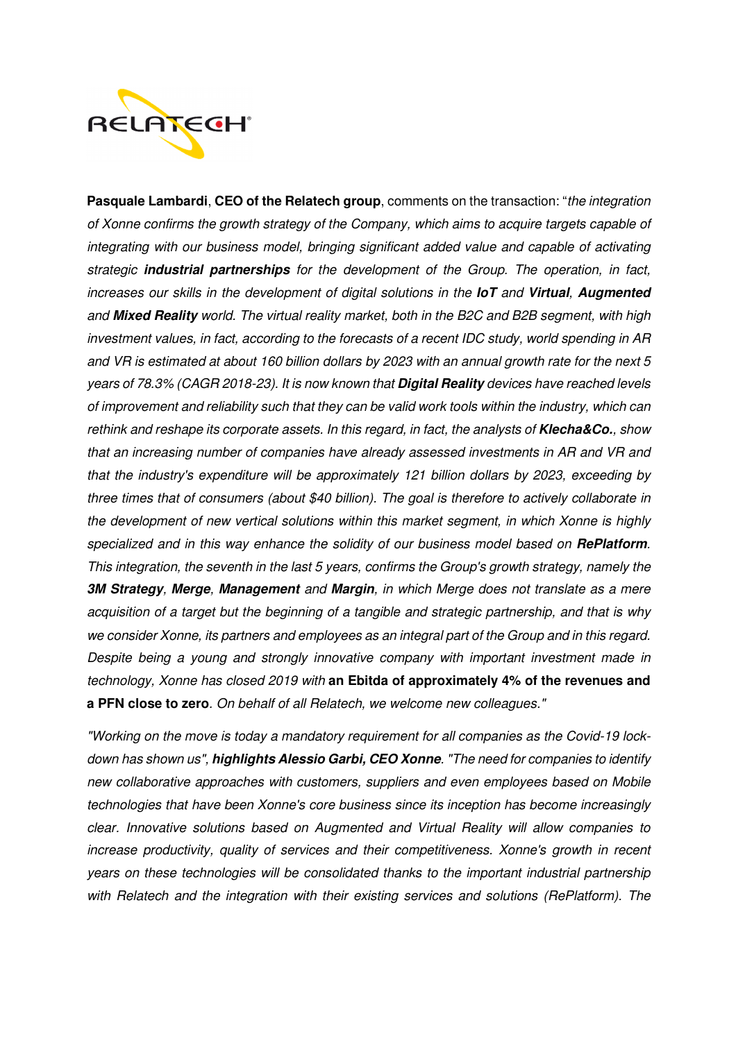**Pasquale Lambardi**, **CEO of the Relatech group**, comments on the transaction: "*the integration of Xonne confirms the growth strategy of the Company, which aims to acquire targets capable of integrating with our business model, bringing significant added value and capable of activating strategic **industrial partnerships** for the development of the Group. The operation, in fact, increases our skills in the development of digital solutions in the **IoT** and **Virtual**, **Augmented** and **Mixed Reality** world. The virtual reality market, both in the B2C and B2B segment, with high investment values, in fact, according to the forecasts of a recent IDC study, world spending in AR and VR is estimated at about 160 billion dollars by 2023 with an annual growth rate for the next 5 years of 78.3% (CAGR 2018-23). It is now known that **Digital Reality** devices have reached levels of improvement and reliability such that they can be valid work tools within the industry, which can rethink and reshape its corporate assets. In this regard, in fact, the analysts of **Klecha&Co.**, show that an increasing number of companies have already assessed investments in AR and VR and that the industry's expenditure will be approximately 121 billion dollars by 2023, exceeding by three times that of consumers (about $40 billion). The goal is therefore to actively collaborate in the development of new vertical solutions within this market segment, in which Xonne is highly specialized and in this way enhance the solidity of our business model based on **RePlatform**. This integration, the seventh in the last 5 years, confirms the Group's growth strategy, namely the **3M Strategy**, **Merge**, **Management** and **Margin**, in which Merge does not translate as a mere acquisition of a target but the beginning of a tangible and strategic partnership, and that is why we consider Xonne, its partners and employees as an integral part of the Group and in this regard. Despite being a young and strongly innovative company with important investment made in technology, Xonne has closed 2019 with* **an Ebitda of approximately 4% of the revenues and a PFN close to zero**. *On behalf of all Relatech, we welcome new colleagues."*

*"Working on the move is today a mandatory requirement for all companies as the Covid-19 lock-down has shown us"*, ***highlights Alessio Garbi, CEO Xonne***. *"The need for companies to identify new collaborative approaches with customers, suppliers and even employees based on Mobile technologies that have been Xonne's core business since its inception has become increasingly clear. Innovative solutions based on Augmented and Virtual Reality will allow companies to increase productivity, quality of services and their competitiveness. Xonne's growth in recent years on these technologies will be consolidated thanks to the important industrial partnership with Relatech and the integration with their existing services and solutions (RePlatform). The*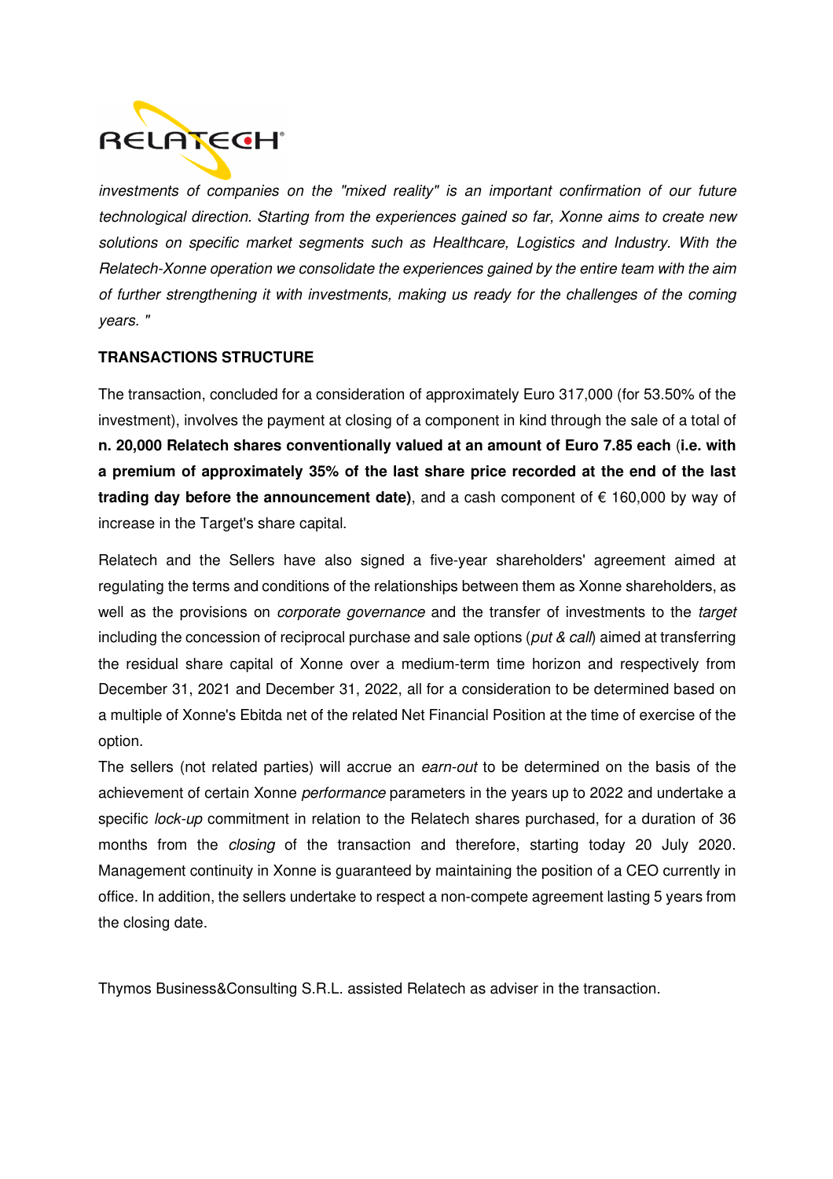*investments of companies on the "mixed reality" is an important confirmation of our future technological direction. Starting from the experiences gained so far, Xonne aims to create new solutions on specific market segments such as Healthcare, Logistics and Industry. With the Relatech-Xonne operation we consolidate the experiences gained by the entire team with the aim of further strengthening it with investments, making us ready for the challenges of the coming years. "*

**TRANSACTIONS STRUCTURE**

The transaction, concluded for a consideration of approximately Euro 317,000 (for 53.50% of the investment), involves the payment at closing of a component in kind through the sale of a total of **n. 20,000 Relatech shares conventionally valued at an amount of Euro 7.85 each** (**i.e. with a premium of approximately 35% of the last share price recorded at the end of the last trading day before the announcement date)**, and a cash component of € 160,000 by way of increase in the Target's share capital.

Relatech and the Sellers have also signed a five-year shareholders' agreement aimed at regulating the terms and conditions of the relationships between them as Xonne shareholders, as well as the provisions on *corporate governance* and the transfer of investments to the *target* including the concession of reciprocal purchase and sale options (*put & call*) aimed at transferring the residual share capital of Xonne over a medium-term time horizon and respectively from December 31, 2021 and December 31, 2022, all for a consideration to be determined based on a multiple of Xonne's Ebitda net of the related Net Financial Position at the time of exercise of the option.

The sellers (not related parties) will accrue an *earn-out* to be determined on the basis of the achievement of certain Xonne *performance* parameters in the years up to 2022 and undertake a specific *lock-up* commitment in relation to the Relatech shares purchased, for a duration of 36 months from the *closing* of the transaction and therefore, starting today 20 July 2020. Management continuity in Xonne is guaranteed by maintaining the position of a CEO currently in office. In addition, the sellers undertake to respect a non-compete agreement lasting 5 years from the closing date.

Thymos Business&Consulting S.R.L. assisted Relatech as adviser in the transaction.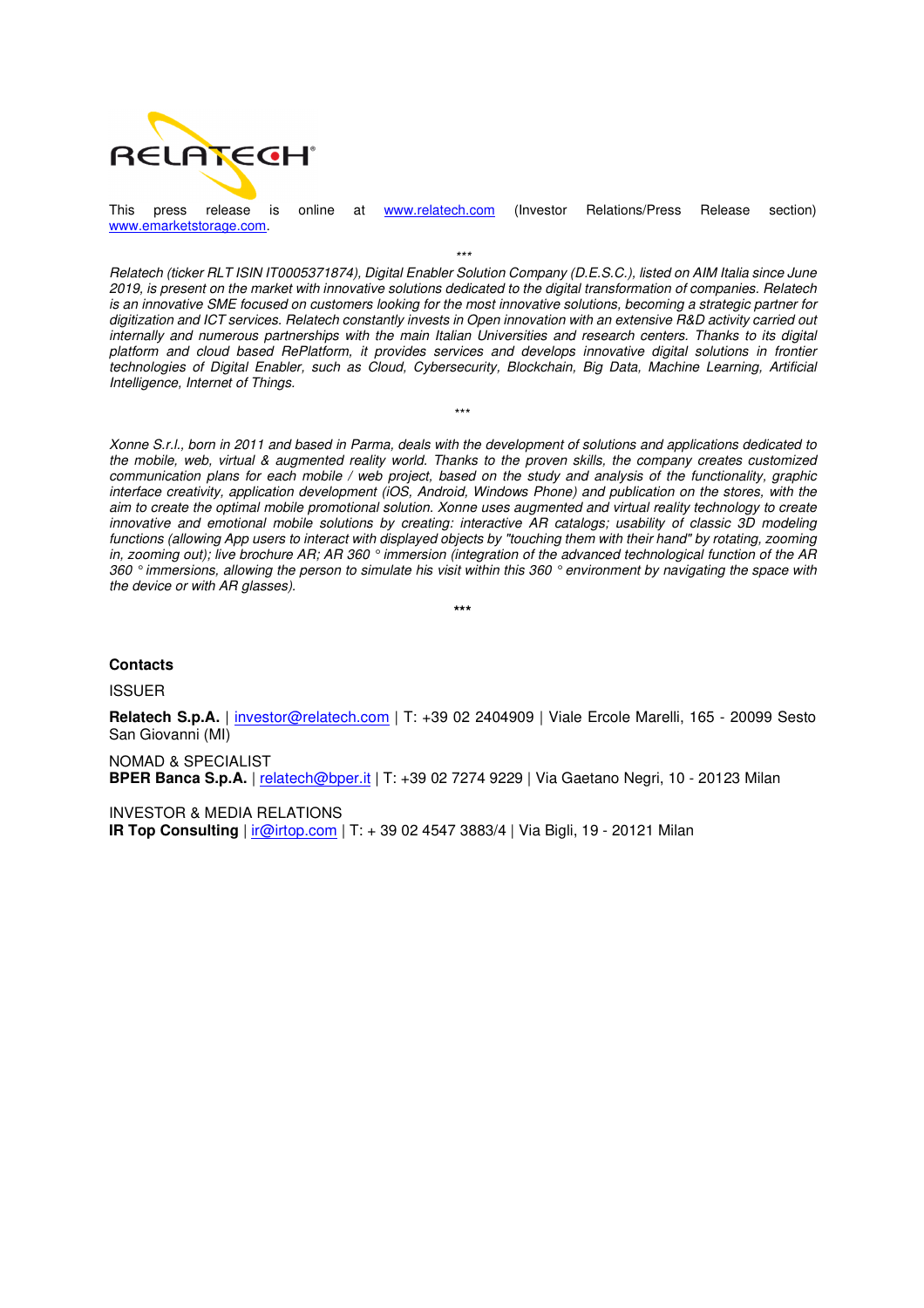This press release is online at www.relatech.com (Investor Relations/Press Release section) www.emarketstorage.com.

\*\*\*

*Relatech (ticker RLT ISIN IT0005371874), Digital Enabler Solution Company (D.E.S.C.), listed on AIM Italia since June 2019, is present on the market with innovative solutions dedicated to the digital transformation of companies. Relatech is an innovative SME focused on customers looking for the most innovative solutions, becoming a strategic partner for digitization and ICT services. Relatech constantly invests in Open innovation with an extensive R&D activity carried out internally and numerous partnerships with the main Italian Universities and research centers. Thanks to its digital platform and cloud based RePlatform, it provides services and develops innovative digital solutions in frontier technologies of Digital Enabler, such as Cloud, Cybersecurity, Blockchain, Big Data, Machine Learning, Artificial Intelligence, Internet of Things.*

\*\*\*

*Xonne S.r.l., born in 2011 and based in Parma, deals with the development of solutions and applications dedicated to the mobile, web, virtual & augmented reality world. Thanks to the proven skills, the company creates customized communication plans for each mobile / web project, based on the study and analysis of the functionality, graphic interface creativity, application development (iOS, Android, Windows Phone) and publication on the stores, with the aim to create the optimal mobile promotional solution. Xonne uses augmented and virtual reality technology to create innovative and emotional mobile solutions by creating: interactive AR catalogs; usability of classic 3D modeling functions (allowing App users to interact with displayed objects by "touching them with their hand" by rotating, zooming in, zooming out); live brochure AR; AR 360 ° immersion (integration of the advanced technological function of the AR 360 ° immersions, allowing the person to simulate his visit within this 360 ° environment by navigating the space with the device or with AR glasses).*

\*\*\*

**Contacts**

ISSUER

**Relatech S.p.A.** | investor@relatech.com | T: +39 02 2404909 | Viale Ercole Marelli, 165 - 20099 Sesto San Giovanni (MI)

NOMAD & SPECIALIST
**BPER Banca S.p.A.** | relatech@bper.it | T: +39 02 7274 9229 | Via Gaetano Negri, 10 - 20123 Milan

INVESTOR & MEDIA RELATIONS
**IR Top Consulting** | ir@irtop.com | T: + 39 02 4547 3883/4 | Via Bigli, 19 - 20121 Milan